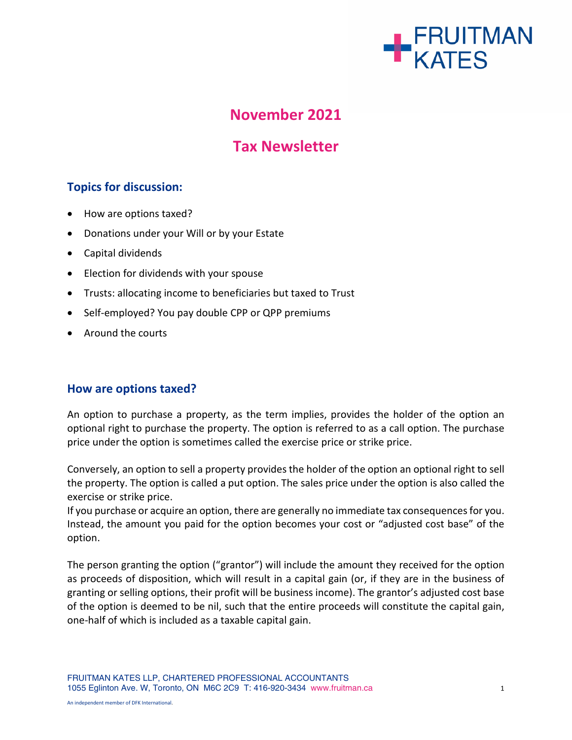FRUITMAN KATES

# November 2021

# Tax Newsletter

## Topics for discussion:

- How are options taxed?
- Donations under your Will or by your Estate
- Capital dividends
- Election for dividends with your spouse
- Trusts: allocating income to beneficiaries but taxed to Trust
- Self-employed? You pay double CPP or QPP premiums
- Around the courts

## How are options taxed?

An option to purchase a property, as the term implies, provides the holder of the option an optional right to purchase the property. The option is referred to as a call option. The purchase price under the option is sometimes called the exercise price or strike price.

Conversely, an option to sell a property provides the holder of the option an optional right to sell the property. The option is called a put option. The sales price under the option is also called the exercise or strike price.

If you purchase or acquire an option, there are generally no immediate tax consequences for you. Instead, the amount you paid for the option becomes your cost or "adjusted cost base" of the option.

The person granting the option ("grantor") will include the amount they received for the option as proceeds of disposition, which will result in a capital gain (or, if they are in the business of granting or selling options, their profit will be business income). The grantor's adjusted cost base of the option is deemed to be nil, such that the entire proceeds will constitute the capital gain, one-half of which is included as a taxable capital gain.

FRUITMAN KATES LLP, CHARTERED PROFESSIONAL ACCOUNTANTS
1055 Eglinton Ave. W, Toronto, ON M6C 2C9 T: 416-920-3434 www.fruitman.ca

An independent member of DFK International.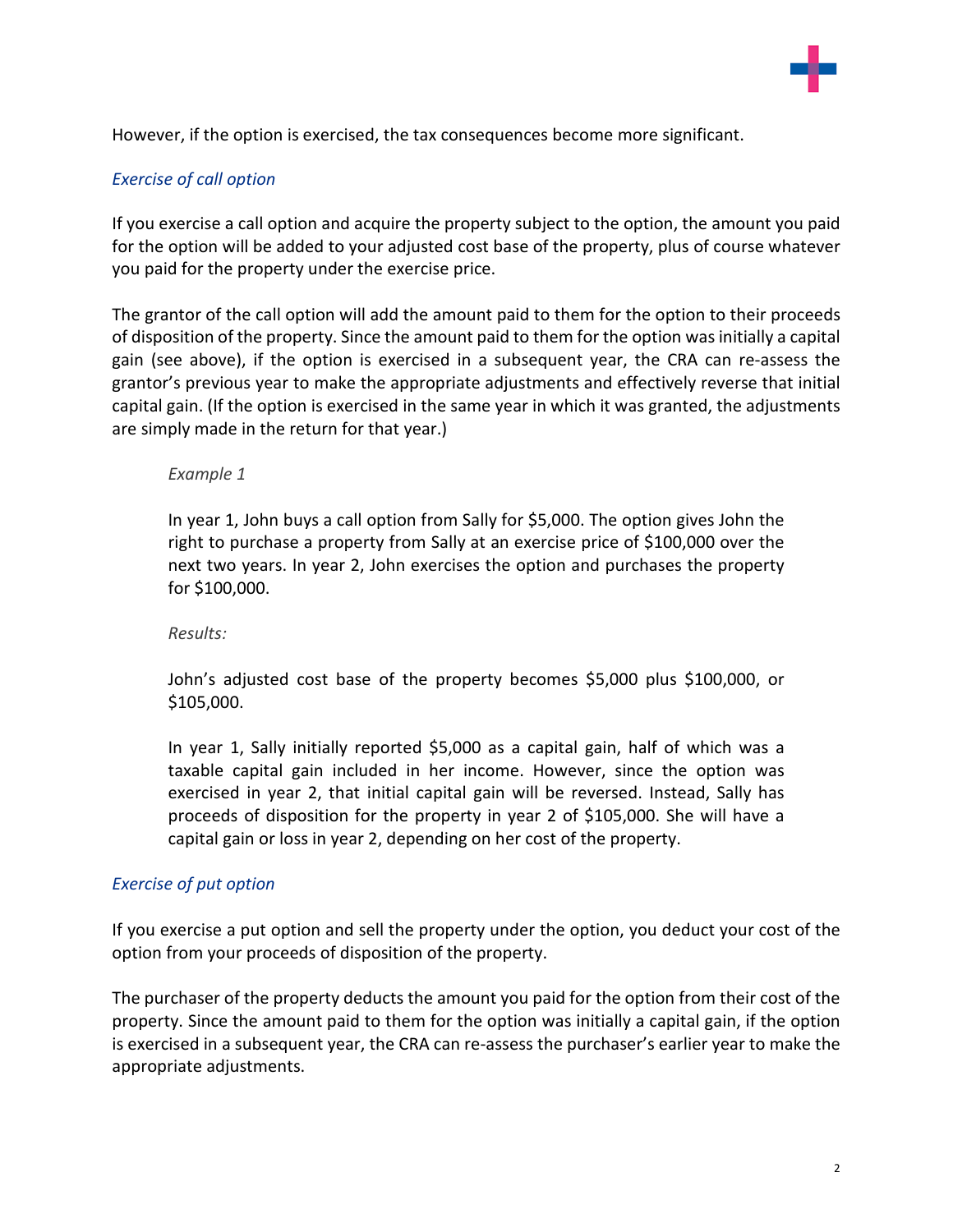However, if the option is exercised, the tax consequences become more significant.

### *Exercise of call option*

If you exercise a call option and acquire the property subject to the option, the amount you paid for the option will be added to your adjusted cost base of the property, plus of course whatever you paid for the property under the exercise price.

The grantor of the call option will add the amount paid to them for the option to their proceeds of disposition of the property. Since the amount paid to them for the option was initially a capital gain (see above), if the option is exercised in a subsequent year, the CRA can re-assess the grantor's previous year to make the appropriate adjustments and effectively reverse that initial capital gain. (If the option is exercised in the same year in which it was granted, the adjustments are simply made in the return for that year.)

> *Example 1*
>
> In year 1, John buys a call option from Sally for $5,000. The option gives John the right to purchase a property from Sally at an exercise price of $100,000 over the next two years. In year 2, John exercises the option and purchases the property for $100,000.
>
> *Results:*
>
> John's adjusted cost base of the property becomes $5,000 plus $100,000, or $105,000.
>
> In year 1, Sally initially reported $5,000 as a capital gain, half of which was a taxable capital gain included in her income. However, since the option was exercised in year 2, that initial capital gain will be reversed. Instead, Sally has proceeds of disposition for the property in year 2 of $105,000. She will have a capital gain or loss in year 2, depending on her cost of the property.

### *Exercise of put option*

If you exercise a put option and sell the property under the option, you deduct your cost of the option from your proceeds of disposition of the property.

The purchaser of the property deducts the amount you paid for the option from their cost of the property. Since the amount paid to them for the option was initially a capital gain, if the option is exercised in a subsequent year, the CRA can re-assess the purchaser's earlier year to make the appropriate adjustments.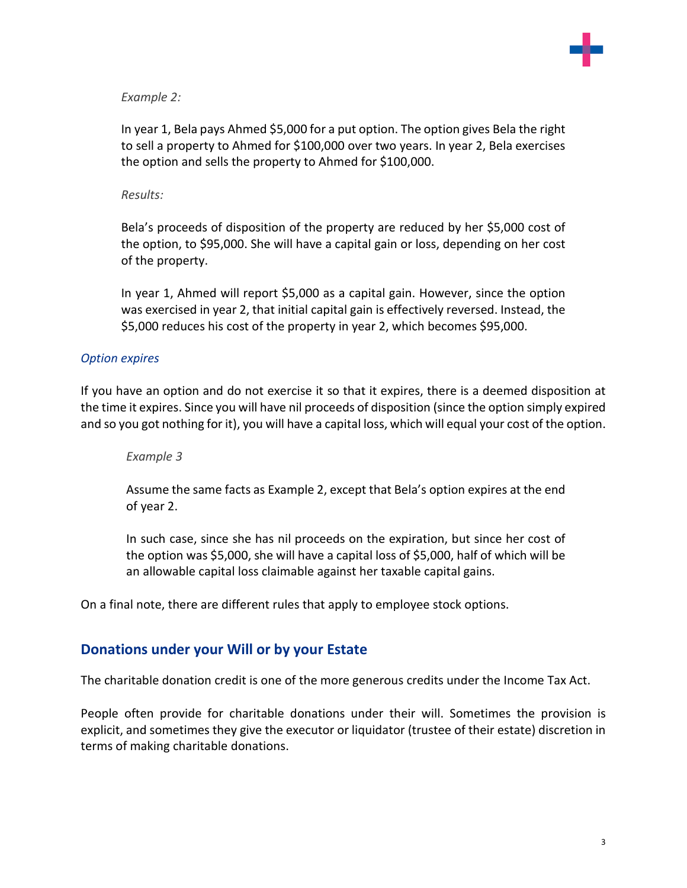*Example 2:*

In year 1, Bela pays Ahmed $5,000 for a put option. The option gives Bela the right to sell a property to Ahmed for $100,000 over two years. In year 2, Bela exercises the option and sells the property to Ahmed for $100,000.

*Results:*

Bela's proceeds of disposition of the property are reduced by her $5,000 cost of the option, to $95,000. She will have a capital gain or loss, depending on her cost of the property.

In year 1, Ahmed will report $5,000 as a capital gain. However, since the option was exercised in year 2, that initial capital gain is effectively reversed. Instead, the $5,000 reduces his cost of the property in year 2, which becomes $95,000.

### *Option expires*

If you have an option and do not exercise it so that it expires, there is a deemed disposition at the time it expires. Since you will have nil proceeds of disposition (since the option simply expired and so you got nothing for it), you will have a capital loss, which will equal your cost of the option.

*Example 3*

Assume the same facts as Example 2, except that Bela's option expires at the end of year 2.

In such case, since she has nil proceeds on the expiration, but since her cost of the option was $5,000, she will have a capital loss of $5,000, half of which will be an allowable capital loss claimable against her taxable capital gains.

On a final note, there are different rules that apply to employee stock options.

## Donations under your Will or by your Estate

The charitable donation credit is one of the more generous credits under the Income Tax Act.

People often provide for charitable donations under their will. Sometimes the provision is explicit, and sometimes they give the executor or liquidator (trustee of their estate) discretion in terms of making charitable donations.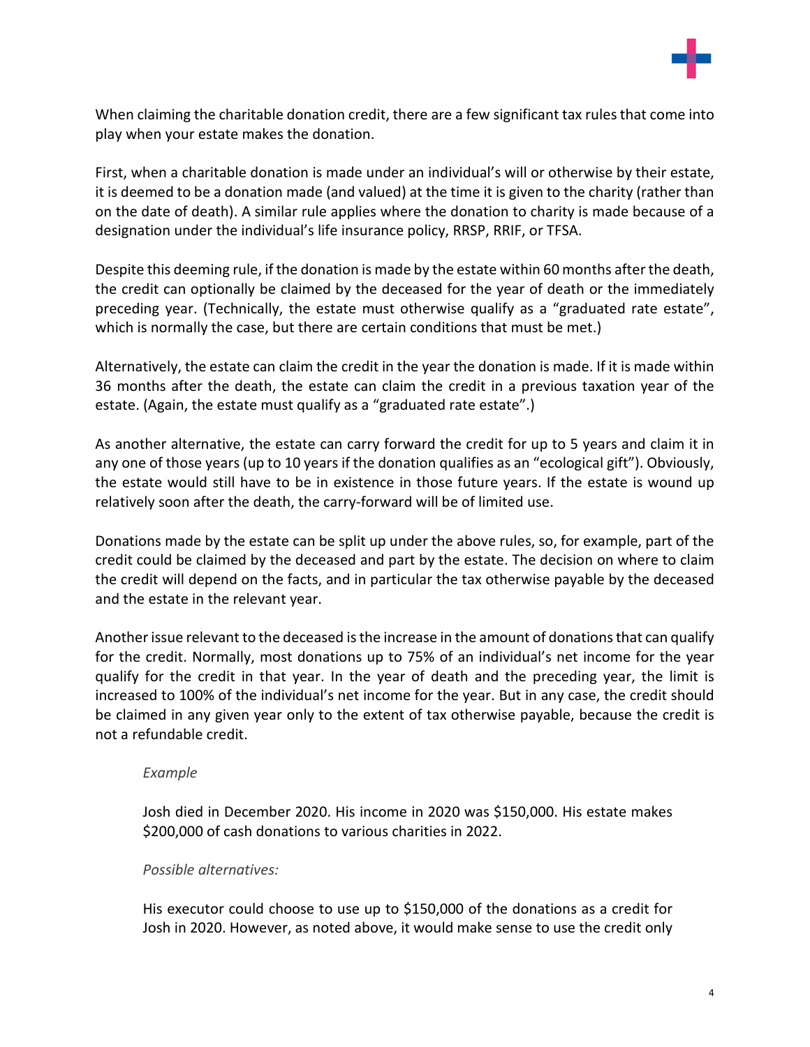When claiming the charitable donation credit, there are a few significant tax rules that come into play when your estate makes the donation.

First, when a charitable donation is made under an individual's will or otherwise by their estate, it is deemed to be a donation made (and valued) at the time it is given to the charity (rather than on the date of death). A similar rule applies where the donation to charity is made because of a designation under the individual's life insurance policy, RRSP, RRIF, or TFSA.

Despite this deeming rule, if the donation is made by the estate within 60 months after the death, the credit can optionally be claimed by the deceased for the year of death or the immediately preceding year. (Technically, the estate must otherwise qualify as a "graduated rate estate", which is normally the case, but there are certain conditions that must be met.)

Alternatively, the estate can claim the credit in the year the donation is made. If it is made within 36 months after the death, the estate can claim the credit in a previous taxation year of the estate. (Again, the estate must qualify as a "graduated rate estate".)

As another alternative, the estate can carry forward the credit for up to 5 years and claim it in any one of those years (up to 10 years if the donation qualifies as an "ecological gift"). Obviously, the estate would still have to be in existence in those future years. If the estate is wound up relatively soon after the death, the carry-forward will be of limited use.

Donations made by the estate can be split up under the above rules, so, for example, part of the credit could be claimed by the deceased and part by the estate. The decision on where to claim the credit will depend on the facts, and in particular the tax otherwise payable by the deceased and the estate in the relevant year.

Another issue relevant to the deceased is the increase in the amount of donations that can qualify for the credit. Normally, most donations up to 75% of an individual's net income for the year qualify for the credit in that year. In the year of death and the preceding year, the limit is increased to 100% of the individual's net income for the year. But in any case, the credit should be claimed in any given year only to the extent of tax otherwise payable, because the credit is not a refundable credit.

> *Example*
>
> Josh died in December 2020. His income in 2020 was $150,000. His estate makes $200,000 of cash donations to various charities in 2022.
>
> *Possible alternatives:*
>
> His executor could choose to use up to $150,000 of the donations as a credit for Josh in 2020. However, as noted above, it would make sense to use the credit only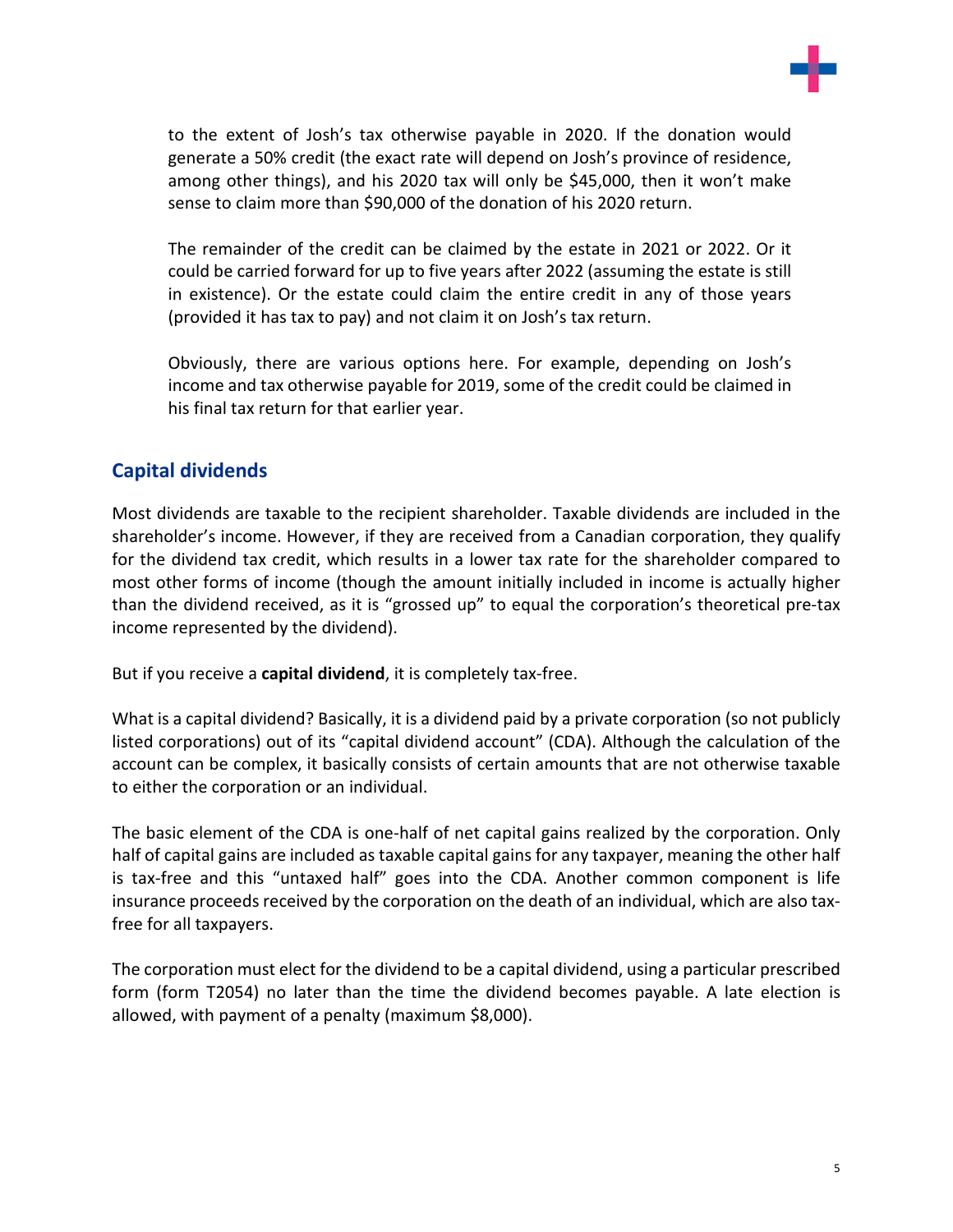to the extent of Josh's tax otherwise payable in 2020. If the donation would generate a 50% credit (the exact rate will depend on Josh's province of residence, among other things), and his 2020 tax will only be $45,000, then it won't make sense to claim more than $90,000 of the donation of his 2020 return.

The remainder of the credit can be claimed by the estate in 2021 or 2022. Or it could be carried forward for up to five years after 2022 (assuming the estate is still in existence). Or the estate could claim the entire credit in any of those years (provided it has tax to pay) and not claim it on Josh's tax return.

Obviously, there are various options here. For example, depending on Josh's income and tax otherwise payable for 2019, some of the credit could be claimed in his final tax return for that earlier year.

## Capital dividends

Most dividends are taxable to the recipient shareholder. Taxable dividends are included in the shareholder's income. However, if they are received from a Canadian corporation, they qualify for the dividend tax credit, which results in a lower tax rate for the shareholder compared to most other forms of income (though the amount initially included in income is actually higher than the dividend received, as it is "grossed up" to equal the corporation's theoretical pre-tax income represented by the dividend).

But if you receive a **capital dividend**, it is completely tax-free.

What is a capital dividend? Basically, it is a dividend paid by a private corporation (so not publicly listed corporations) out of its "capital dividend account" (CDA). Although the calculation of the account can be complex, it basically consists of certain amounts that are not otherwise taxable to either the corporation or an individual.

The basic element of the CDA is one-half of net capital gains realized by the corporation. Only half of capital gains are included as taxable capital gains for any taxpayer, meaning the other half is tax-free and this "untaxed half" goes into the CDA. Another common component is life insurance proceeds received by the corporation on the death of an individual, which are also tax-free for all taxpayers.

The corporation must elect for the dividend to be a capital dividend, using a particular prescribed form (form T2054) no later than the time the dividend becomes payable. A late election is allowed, with payment of a penalty (maximum $8,000).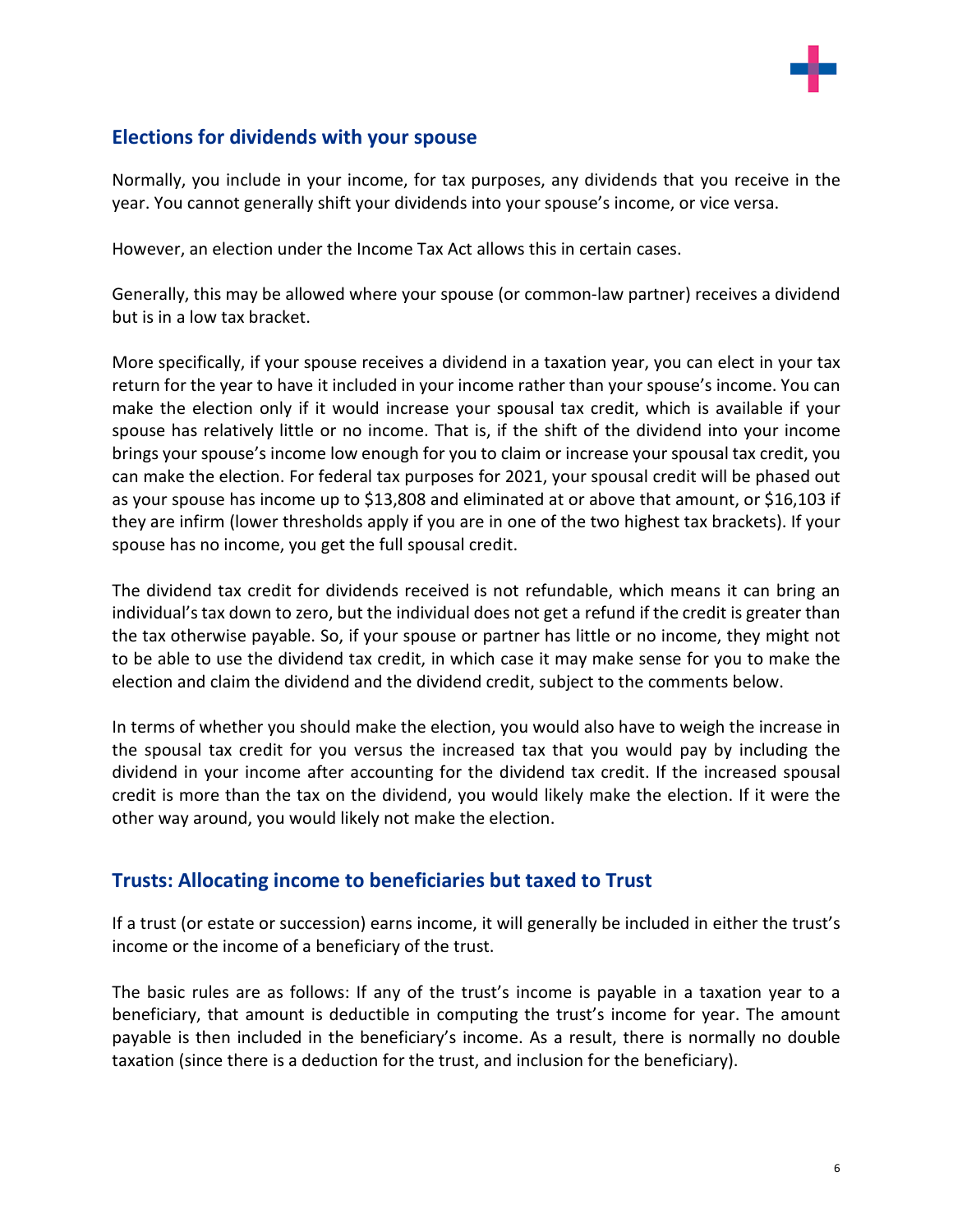## Elections for dividends with your spouse

Normally, you include in your income, for tax purposes, any dividends that you receive in the year. You cannot generally shift your dividends into your spouse's income, or vice versa.

However, an election under the Income Tax Act allows this in certain cases.

Generally, this may be allowed where your spouse (or common-law partner) receives a dividend but is in a low tax bracket.

More specifically, if your spouse receives a dividend in a taxation year, you can elect in your tax return for the year to have it included in your income rather than your spouse's income. You can make the election only if it would increase your spousal tax credit, which is available if your spouse has relatively little or no income. That is, if the shift of the dividend into your income brings your spouse's income low enough for you to claim or increase your spousal tax credit, you can make the election. For federal tax purposes for 2021, your spousal credit will be phased out as your spouse has income up to $13,808 and eliminated at or above that amount, or $16,103 if they are infirm (lower thresholds apply if you are in one of the two highest tax brackets). If your spouse has no income, you get the full spousal credit.

The dividend tax credit for dividends received is not refundable, which means it can bring an individual's tax down to zero, but the individual does not get a refund if the credit is greater than the tax otherwise payable. So, if your spouse or partner has little or no income, they might not to be able to use the dividend tax credit, in which case it may make sense for you to make the election and claim the dividend and the dividend credit, subject to the comments below.

In terms of whether you should make the election, you would also have to weigh the increase in the spousal tax credit for you versus the increased tax that you would pay by including the dividend in your income after accounting for the dividend tax credit. If the increased spousal credit is more than the tax on the dividend, you would likely make the election. If it were the other way around, you would likely not make the election.

## Trusts: Allocating income to beneficiaries but taxed to Trust

If a trust (or estate or succession) earns income, it will generally be included in either the trust's income or the income of a beneficiary of the trust.

The basic rules are as follows: If any of the trust's income is payable in a taxation year to a beneficiary, that amount is deductible in computing the trust's income for year. The amount payable is then included in the beneficiary's income. As a result, there is normally no double taxation (since there is a deduction for the trust, and inclusion for the beneficiary).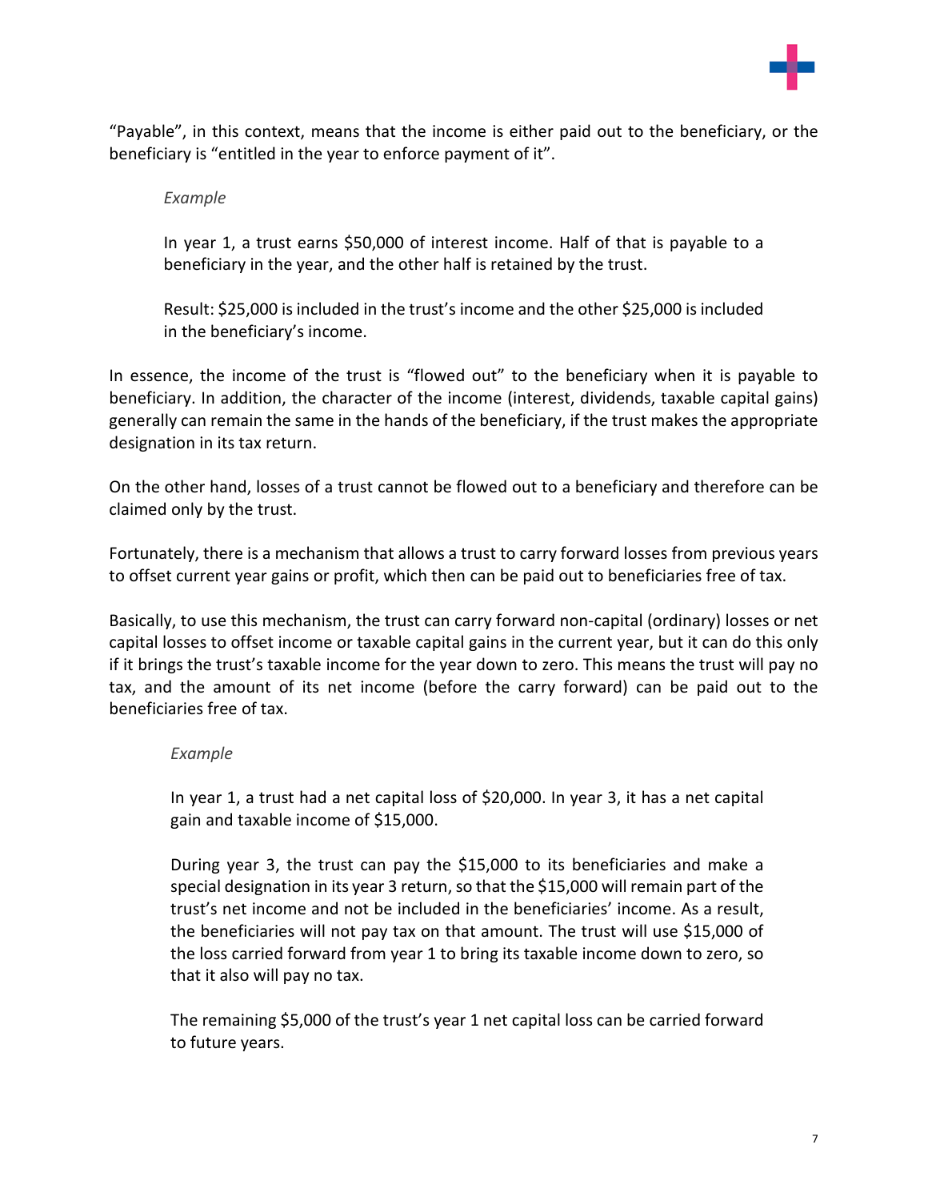"Payable", in this context, means that the income is either paid out to the beneficiary, or the beneficiary is "entitled in the year to enforce payment of it".

> *Example*
>
> In year 1, a trust earns $50,000 of interest income. Half of that is payable to a beneficiary in the year, and the other half is retained by the trust.
>
> Result: $25,000 is included in the trust's income and the other $25,000 is included in the beneficiary's income.

In essence, the income of the trust is "flowed out" to the beneficiary when it is payable to beneficiary. In addition, the character of the income (interest, dividends, taxable capital gains) generally can remain the same in the hands of the beneficiary, if the trust makes the appropriate designation in its tax return.

On the other hand, losses of a trust cannot be flowed out to a beneficiary and therefore can be claimed only by the trust.

Fortunately, there is a mechanism that allows a trust to carry forward losses from previous years to offset current year gains or profit, which then can be paid out to beneficiaries free of tax.

Basically, to use this mechanism, the trust can carry forward non-capital (ordinary) losses or net capital losses to offset income or taxable capital gains in the current year, but it can do this only if it brings the trust's taxable income for the year down to zero. This means the trust will pay no tax, and the amount of its net income (before the carry forward) can be paid out to the beneficiaries free of tax.

> *Example*
>
> In year 1, a trust had a net capital loss of $20,000. In year 3, it has a net capital gain and taxable income of $15,000.
>
> During year 3, the trust can pay the $15,000 to its beneficiaries and make a special designation in its year 3 return, so that the $15,000 will remain part of the trust's net income and not be included in the beneficiaries' income. As a result, the beneficiaries will not pay tax on that amount. The trust will use $15,000 of the loss carried forward from year 1 to bring its taxable income down to zero, so that it also will pay no tax.
>
> The remaining $5,000 of the trust's year 1 net capital loss can be carried forward to future years.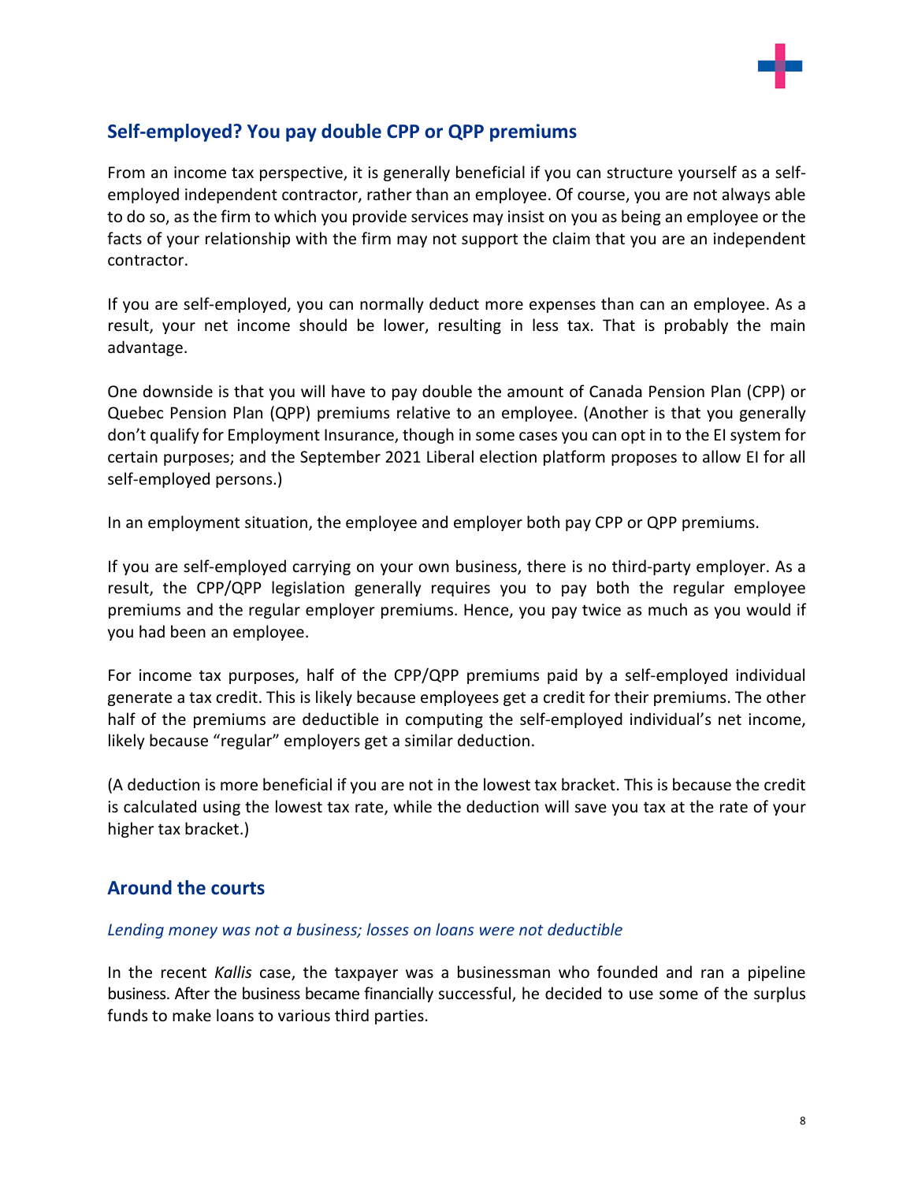## Self-employed? You pay double CPP or QPP premiums

From an income tax perspective, it is generally beneficial if you can structure yourself as a self-employed independent contractor, rather than an employee. Of course, you are not always able to do so, as the firm to which you provide services may insist on you as being an employee or the facts of your relationship with the firm may not support the claim that you are an independent contractor.

If you are self-employed, you can normally deduct more expenses than can an employee. As a result, your net income should be lower, resulting in less tax. That is probably the main advantage.

One downside is that you will have to pay double the amount of Canada Pension Plan (CPP) or Quebec Pension Plan (QPP) premiums relative to an employee. (Another is that you generally don't qualify for Employment Insurance, though in some cases you can opt in to the EI system for certain purposes; and the September 2021 Liberal election platform proposes to allow EI for all self-employed persons.)

In an employment situation, the employee and employer both pay CPP or QPP premiums.

If you are self-employed carrying on your own business, there is no third-party employer. As a result, the CPP/QPP legislation generally requires you to pay both the regular employee premiums and the regular employer premiums. Hence, you pay twice as much as you would if you had been an employee.

For income tax purposes, half of the CPP/QPP premiums paid by a self-employed individual generate a tax credit. This is likely because employees get a credit for their premiums. The other half of the premiums are deductible in computing the self-employed individual's net income, likely because "regular" employers get a similar deduction.

(A deduction is more beneficial if you are not in the lowest tax bracket. This is because the credit is calculated using the lowest tax rate, while the deduction will save you tax at the rate of your higher tax bracket.)

## Around the courts

### *Lending money was not a business; losses on loans were not deductible*

In the recent *Kallis* case, the taxpayer was a businessman who founded and ran a pipeline business. After the business became financially successful, he decided to use some of the surplus funds to make loans to various third parties.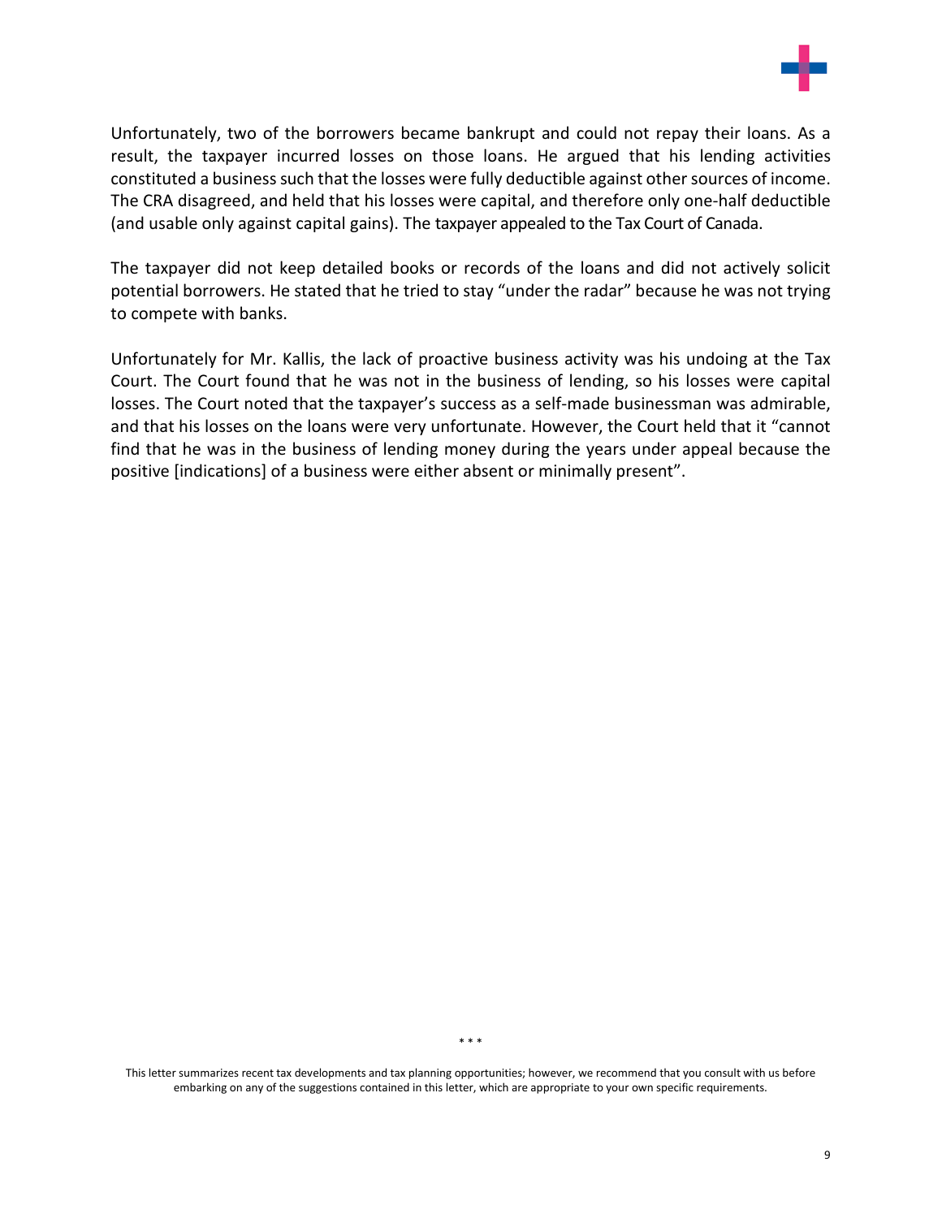Unfortunately, two of the borrowers became bankrupt and could not repay their loans. As a result, the taxpayer incurred losses on those loans. He argued that his lending activities constituted a business such that the losses were fully deductible against other sources of income. The CRA disagreed, and held that his losses were capital, and therefore only one-half deductible (and usable only against capital gains). The taxpayer appealed to the Tax Court of Canada.

The taxpayer did not keep detailed books or records of the loans and did not actively solicit potential borrowers. He stated that he tried to stay "under the radar" because he was not trying to compete with banks.

Unfortunately for Mr. Kallis, the lack of proactive business activity was his undoing at the Tax Court. The Court found that he was not in the business of lending, so his losses were capital losses. The Court noted that the taxpayer's success as a self-made businessman was admirable, and that his losses on the loans were very unfortunate. However, the Court held that it "cannot find that he was in the business of lending money during the years under appeal because the positive [indications] of a business were either absent or minimally present".

\* \* \*

This letter summarizes recent tax developments and tax planning opportunities; however, we recommend that you consult with us before embarking on any of the suggestions contained in this letter, which are appropriate to your own specific requirements.